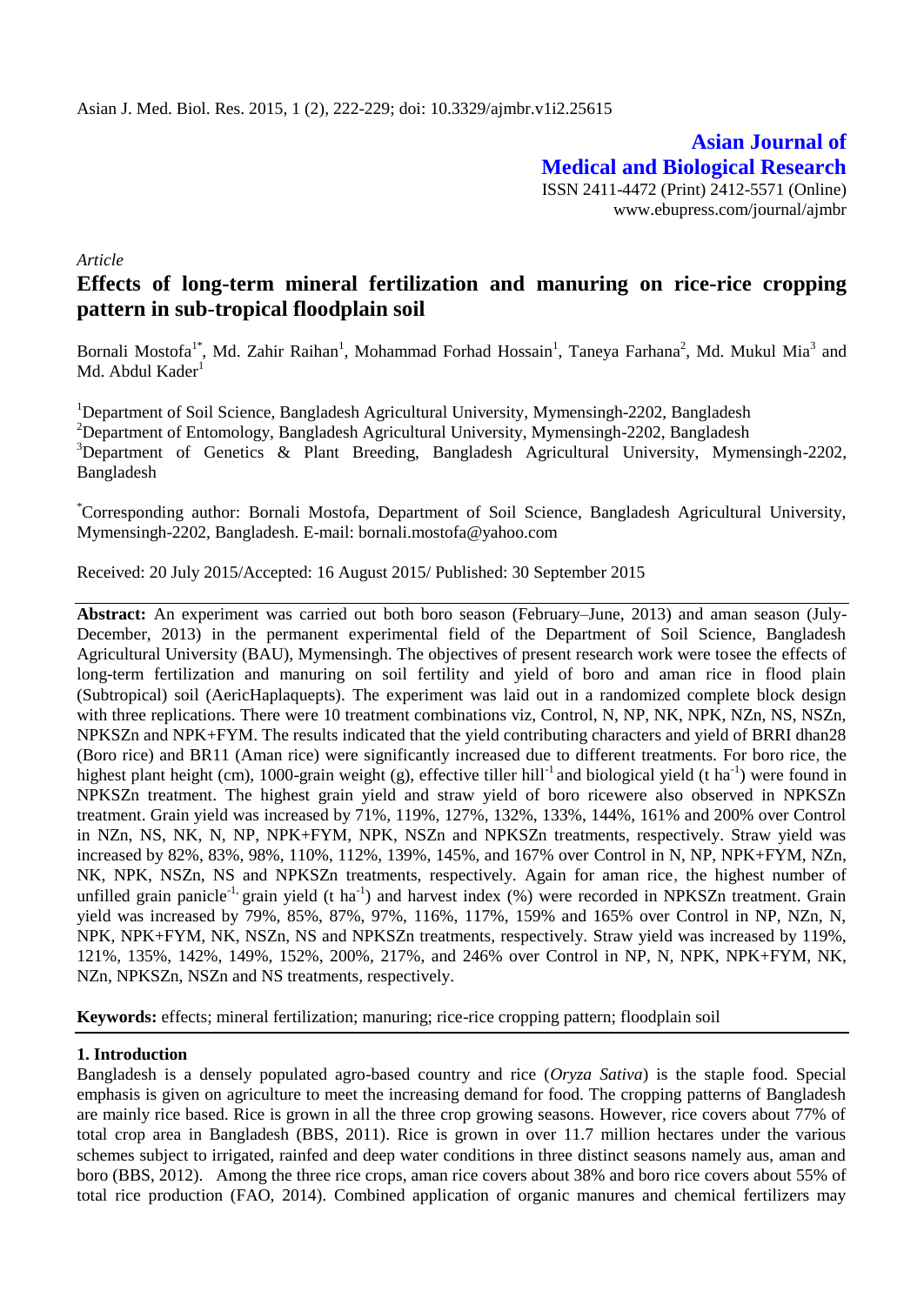**Asian Journal of Medical and Biological Research**
ISSN 2411-4472 (Print) 2412-5571 (Online)
www.ebupress.com/journal/ajmbr

*Article*

# Effects of long-term mineral fertilization and manuring on rice-rice cropping pattern in sub-tropical floodplain soil

Bornali Mostofa[1*], Md. Zahir Raihan[1], Mohammad Forhad Hossain[1], Taneya Farhana[2], Md. Mukul Mia[3] and Md. Abdul Kader[1]

[1]Department of Soil Science, Bangladesh Agricultural University, Mymensingh-2202, Bangladesh
[2]Department of Entomology, Bangladesh Agricultural University, Mymensingh-2202, Bangladesh
[3]Department of Genetics & Plant Breeding, Bangladesh Agricultural University, Mymensingh-2202, Bangladesh

[*]Corresponding author: Bornali Mostofa, Department of Soil Science, Bangladesh Agricultural University, Mymensingh-2202, Bangladesh. E-mail: bornali.mostofa@yahoo.com

Received: 20 July 2015/Accepted: 16 August 2015/ Published: 30 September 2015

**Abstract:** An experiment was carried out both boro season (February–June, 2013) and aman season (July-December, 2013) in the permanent experimental field of the Department of Soil Science, Bangladesh Agricultural University (BAU), Mymensingh. The objectives of present research work were tosee the effects of long-term fertilization and manuring on soil fertility and yield of boro and aman rice in flood plain (Subtropical) soil (AericHaplaquepts). The experiment was laid out in a randomized complete block design with three replications. There were 10 treatment combinations viz, Control, N, NP, NK, NPK, NZn, NS, NSZn, NPKSZn and NPK+FYM. The results indicated that the yield contributing characters and yield of BRRI dhan28 (Boro rice) and BR11 (Aman rice) were significantly increased due to different treatments. For boro rice, the highest plant height (cm), 1000-grain weight (g), effective tiller hill$^{-1}$ and biological yield (t ha$^{-1}$) were found in NPKSZn treatment. The highest grain yield and straw yield of boro ricewere also observed in NPKSZn treatment. Grain yield was increased by 71%, 119%, 127%, 132%, 133%, 144%, 161% and 200% over Control in NZn, NS, NK, N, NP, NPK+FYM, NPK, NSZn and NPKSZn treatments, respectively. Straw yield was increased by 82%, 83%, 98%, 110%, 112%, 139%, 145%, and 167% over Control in N, NP, NPK+FYM, NZn, NK, NPK, NSZn, NS and NPKSZn treatments, respectively. Again for aman rice, the highest number of unfilled grain panicle$^{-1,}$ grain yield (t ha$^{-1}$) and harvest index (%) were recorded in NPKSZn treatment. Grain yield was increased by 79%, 85%, 87%, 97%, 116%, 117%, 159% and 165% over Control in NP, NZn, N, NPK, NPK+FYM, NK, NSZn, NS and NPKSZn treatments, respectively. Straw yield was increased by 119%, 121%, 135%, 142%, 149%, 152%, 200%, 217%, and 246% over Control in NP, N, NPK, NPK+FYM, NK, NZn, NPKSZn, NSZn and NS treatments, respectively.

**Keywords:** effects; mineral fertilization; manuring; rice-rice cropping pattern; floodplain soil

## 1. Introduction

Bangladesh is a densely populated agro-based country and rice (*Oryza Sativa*) is the staple food. Special emphasis is given on agriculture to meet the increasing demand for food. The cropping patterns of Bangladesh are mainly rice based. Rice is grown in all the three crop growing seasons. However, rice covers about 77% of total crop area in Bangladesh (BBS, 2011). Rice is grown in over 11.7 million hectares under the various schemes subject to irrigated, rainfed and deep water conditions in three distinct seasons namely aus, aman and boro (BBS, 2012). Among the three rice crops, aman rice covers about 38% and boro rice covers about 55% of total rice production (FAO, 2014). Combined application of organic manures and chemical fertilizers may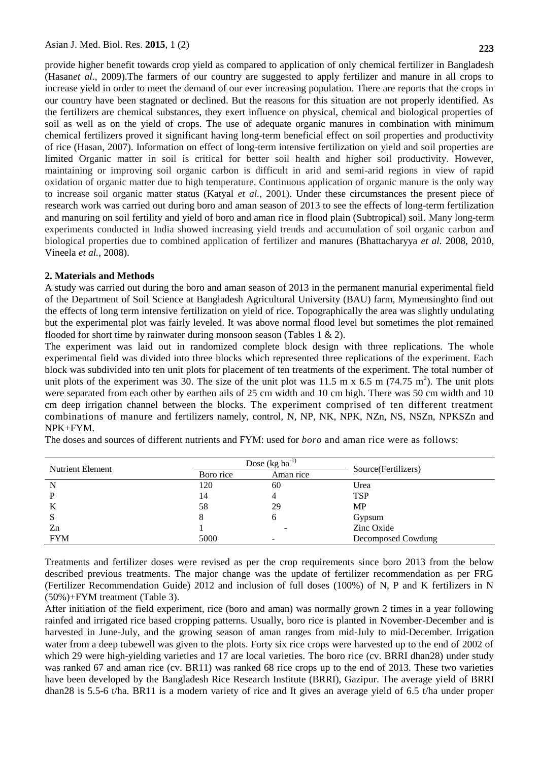provide higher benefit towards crop yield as compared to application of only chemical fertilizer in Bangladesh (Hasan*et al*., 2009).The farmers of our country are suggested to apply fertilizer and manure in all crops to increase yield in order to meet the demand of our ever increasing population. There are reports that the crops in our country have been stagnated or declined. But the reasons for this situation are not properly identified. As the fertilizers are chemical substances, they exert influence on physical, chemical and biological properties of soil as well as on the yield of crops. The use of adequate organic manures in combination with minimum chemical fertilizers proved it significant having long-term beneficial effect on soil properties and productivity of rice (Hasan, 2007). Information on effect of long-term intensive fertilization on yield and soil properties are limited Organic matter in soil is critical for better soil health and higher soil productivity. However, maintaining or improving soil organic carbon is difficult in arid and semi-arid regions in view of rapid oxidation of organic matter due to high temperature. Continuous application of organic manure is the only way to increase soil organic matter status (Katyal *et al.,* 2001). Under these circumstances the present piece of research work was carried out during boro and aman season of 2013 to see the effects of long-term fertilization and manuring on soil fertility and yield of boro and aman rice in flood plain (Subtropical) soil. Many long-term experiments conducted in India showed increasing yield trends and accumulation of soil organic carbon and biological properties due to combined application of fertilizer and manures (Bhattacharyya *et al.* 2008, 2010, Vineela *et al.,* 2008).

## 2. Materials and Methods

A study was carried out during the boro and aman season of 2013 in the permanent manurial experimental field of the Department of Soil Science at Bangladesh Agricultural University (BAU) farm, Mymensinghto find out the effects of long term intensive fertilization on yield of rice. Topographically the area was slightly undulating but the experimental plot was fairly leveled. It was above normal flood level but sometimes the plot remained flooded for short time by rainwater during monsoon season (Tables 1 & 2).

The experiment was laid out in randomized complete block design with three replications. The whole experimental field was divided into three blocks which represented three replications of the experiment. Each block was subdivided into ten unit plots for placement of ten treatments of the experiment. The total number of unit plots of the experiment was 30. The size of the unit plot was 11.5 m x 6.5 m (74.75 $m^2$). The unit plots were separated from each other by earthen ails of 25 cm width and 10 cm high. There was 50 cm width and 10 cm deep irrigation channel between the blocks. The experiment comprised of ten different treatment combinations of manure and fertilizers namely, control, N, NP, NK, NPK, NZn, NS, NSZn, NPKSZn and NPK+FYM.

The doses and sources of different nutrients and FYM: used for *boro* and aman rice were as follows:

| Nutrient Element | Dose (kg $ha^{-1}$) | | Source(Fertilizers) |
|---|---|---|---|
| | Boro rice | Aman rice | |
| N | 120 | 60 | Urea |
| P | 14 | 4 | TSP |
| K | 58 | 29 | MP |
| S | 8 | 6 | Gypsum |
| Zn | 1 | - | Zinc Oxide |
| FYM | 5000 | - | Decomposed Cowdung |

Treatments and fertilizer doses were revised as per the crop requirements since boro 2013 from the below described previous treatments. The major change was the update of fertilizer recommendation as per FRG (Fertilizer Recommendation Guide) 2012 and inclusion of full doses (100%) of N, P and K fertilizers in N (50%)+FYM treatment (Table 3).

After initiation of the field experiment, rice (boro and aman) was normally grown 2 times in a year following rainfed and irrigated rice based cropping patterns. Usually, boro rice is planted in November-December and is harvested in June-July, and the growing season of aman ranges from mid-July to mid-December. Irrigation water from a deep tubewell was given to the plots. Forty six rice crops were harvested up to the end of 2002 of which 29 were high-yielding varieties and 17 are local varieties. The boro rice (cv. BRRI dhan28) under study was ranked 67 and aman rice (cv. BR11) was ranked 68 rice crops up to the end of 2013. These two varieties have been developed by the Bangladesh Rice Research Institute (BRRI), Gazipur. The average yield of BRRI dhan28 is 5.5-6 t/ha. BR11 is a modern variety of rice and It gives an average yield of 6.5 t/ha under proper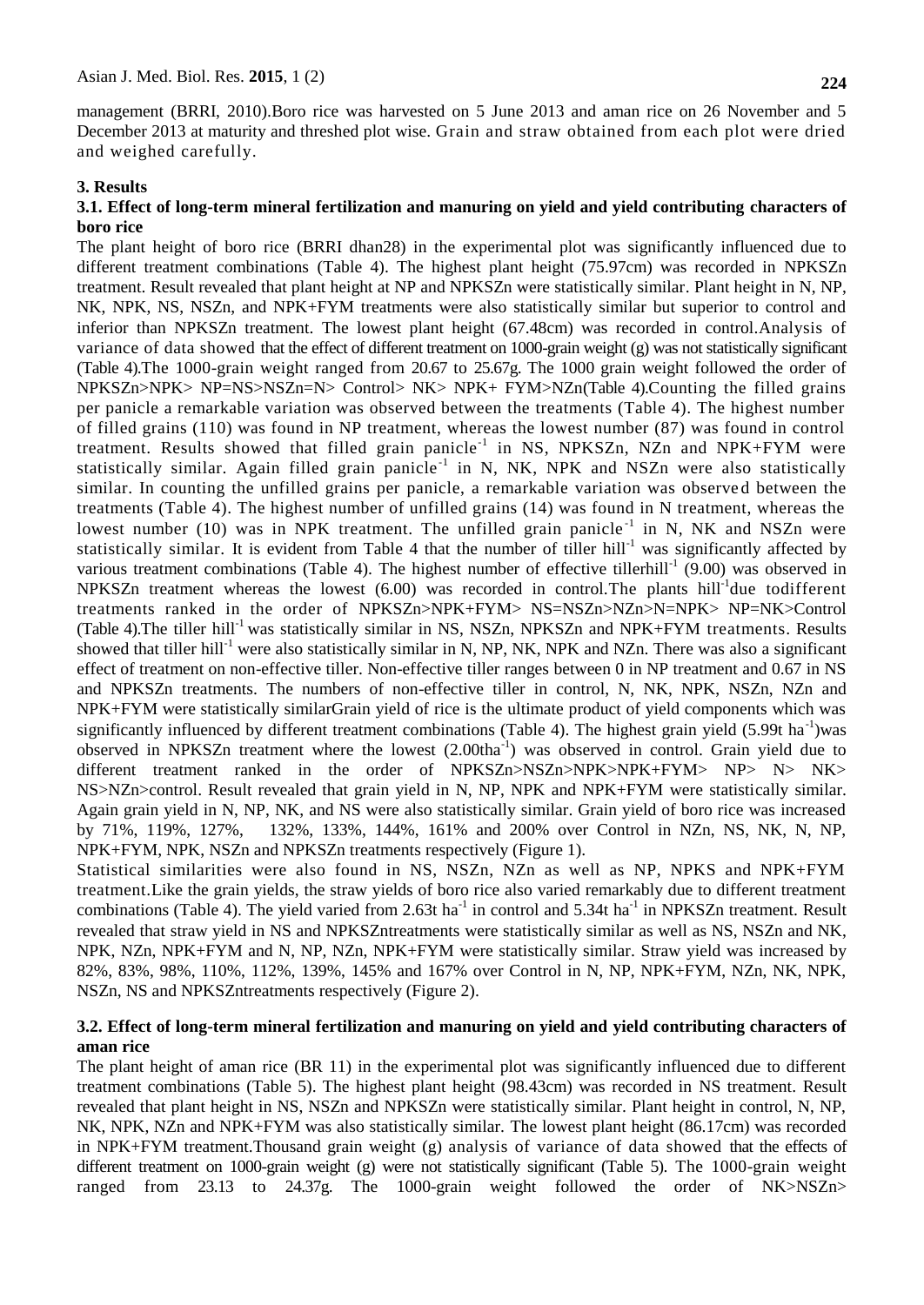management (BRRI, 2010).Boro rice was harvested on 5 June 2013 and aman rice on 26 November and 5 December 2013 at maturity and threshed plot wise. Grain and straw obtained from each plot were dried and weighed carefully.

## 3. Results

### 3.1. Effect of long-term mineral fertilization and manuring on yield and yield contributing characters of boro rice

The plant height of boro rice (BRRI dhan28) in the experimental plot was significantly influenced due to different treatment combinations (Table 4). The highest plant height (75.97cm) was recorded in NPKSZn treatment. Result revealed that plant height at NP and NPKSZn were statistically similar. Plant height in N, NP, NK, NPK, NS, NSZn, and NPK+FYM treatments were also statistically similar but superior to control and inferior than NPKSZn treatment. The lowest plant height (67.48cm) was recorded in control.Analysis of variance of data showed that the effect of different treatment on 1000-grain weight (g) was not statistically significant (Table 4).The 1000-grain weight ranged from 20.67 to 25.67g. The 1000 grain weight followed the order of NPKSZn>NPK> NP=NS>NSZn=N> Control> NK> NPK+ FYM>NZn(Table 4).Counting the filled grains per panicle a remarkable variation was observed between the treatments (Table 4). The highest number of filled grains (110) was found in NP treatment, whereas the lowest number (87) was found in control treatment. Results showed that filled grain panicle$^{-1}$ in NS, NPKSZn, NZn and NPK+FYM were statistically similar. Again filled grain panicle$^{-1}$ in N, NK, NPK and NSZn were also statistically similar. In counting the unfilled grains per panicle, a remarkable variation was observed between the treatments (Table 4). The highest number of unfilled grains (14) was found in N treatment, whereas the lowest number (10) was in NPK treatment. The unfilled grain panicle$^{-1}$ in N, NK and NSZn were statistically similar. It is evident from Table 4 that the number of tiller hill$^{-1}$ was significantly affected by various treatment combinations (Table 4). The highest number of effective tillerhill$^{-1}$ (9.00) was observed in NPKSZn treatment whereas the lowest (6.00) was recorded in control.The plants hill$^{-1}$due todifferent treatments ranked in the order of NPKSZn>NPK+FYM> NS=NSZn>NZn>N=NPK> NP=NK>Control (Table 4).The tiller hill$^{-1}$ was statistically similar in NS, NSZn, NPKSZn and NPK+FYM treatments. Results showed that tiller hill$^{-1}$ were also statistically similar in N, NP, NK, NPK and NZn. There was also a significant effect of treatment on non-effective tiller. Non-effective tiller ranges between 0 in NP treatment and 0.67 in NS and NPKSZn treatments. The numbers of non-effective tiller in control, N, NK, NPK, NSZn, NZn and NPK+FYM were statistically similarGrain yield of rice is the ultimate product of yield components which was significantly influenced by different treatment combinations (Table 4). The highest grain yield (5.99t ha$^{-1}$)was observed in NPKSZn treatment where the lowest (2.00tha$^{-1}$) was observed in control. Grain yield due to different treatment ranked in the order of NPKSZn>NSZn>NPK>NPK+FYM> NP> N> NK> NS>NZn>control. Result revealed that grain yield in N, NP, NPK and NPK+FYM were statistically similar. Again grain yield in N, NP, NK, and NS were also statistically similar. Grain yield of boro rice was increased by 71%, 119%, 127%, 132%, 133%, 144%, 161% and 200% over Control in NZn, NS, NK, N, NP, NPK+FYM, NPK, NSZn and NPKSZn treatments respectively (Figure 1).

Statistical similarities were also found in NS, NSZn, NZn as well as NP, NPKS and NPK+FYM treatment.Like the grain yields, the straw yields of boro rice also varied remarkably due to different treatment combinations (Table 4). The yield varied from 2.63t ha$^{-1}$ in control and 5.34t ha$^{-1}$ in NPKSZn treatment. Result revealed that straw yield in NS and NPKSZntreatments were statistically similar as well as NS, NSZn and NK, NPK, NZn, NPK+FYM and N, NP, NZn, NPK+FYM were statistically similar. Straw yield was increased by 82%, 83%, 98%, 110%, 112%, 139%, 145% and 167% over Control in N, NP, NPK+FYM, NZn, NK, NPK, NSZn, NS and NPKSZntreatments respectively (Figure 2).

### 3.2. Effect of long-term mineral fertilization and manuring on yield and yield contributing characters of aman rice

The plant height of aman rice (BR 11) in the experimental plot was significantly influenced due to different treatment combinations (Table 5). The highest plant height (98.43cm) was recorded in NS treatment. Result revealed that plant height in NS, NSZn and NPKSZn were statistically similar. Plant height in control, N, NP, NK, NPK, NZn and NPK+FYM was also statistically similar. The lowest plant height (86.17cm) was recorded in NPK+FYM treatment.Thousand grain weight (g) analysis of variance of data showed that the effects of different treatment on 1000-grain weight (g) were not statistically significant (Table 5). The 1000-grain weight ranged from 23.13 to 24.37g. The 1000-grain weight followed the order of NK>NSZn>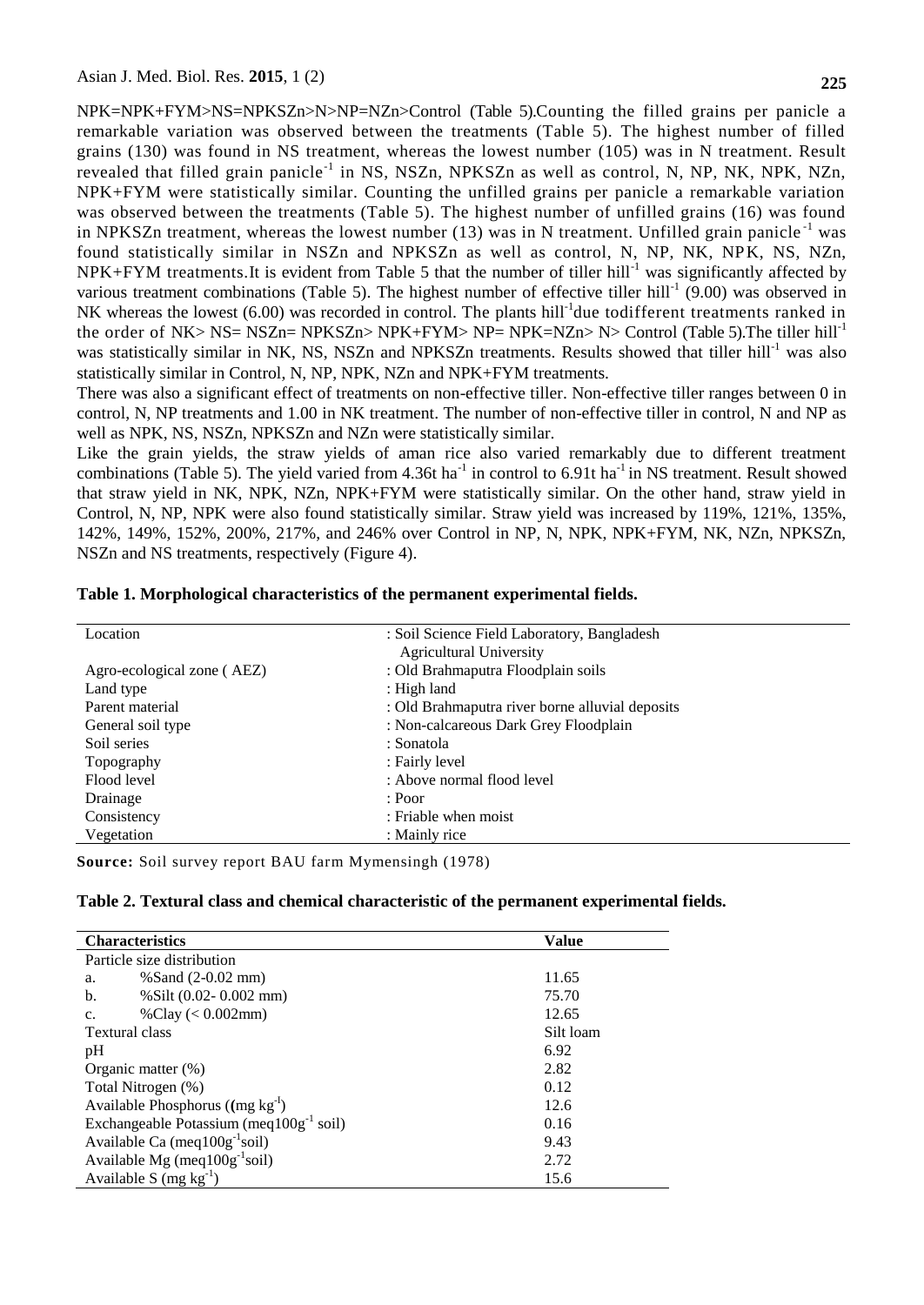NPK=NPK+FYM>NS=NPKSZn>N>NP=NZn>Control (Table 5).Counting the filled grains per panicle a remarkable variation was observed between the treatments (Table 5). The highest number of filled grains (130) was found in NS treatment, whereas the lowest number (105) was in N treatment. Result revealed that filled grain panicle$^{-1}$ in NS, NSZn, NPKSZn as well as control, N, NP, NK, NPK, NZn, NPK+FYM were statistically similar. Counting the unfilled grains per panicle a remarkable variation was observed between the treatments (Table 5). The highest number of unfilled grains (16) was found in NPKSZn treatment, whereas the lowest number (13) was in N treatment. Unfilled grain panicle$^{-1}$ was found statistically similar in NSZn and NPKSZn as well as control, N, NP, NK, NPK, NS, NZn, NPK+FYM treatments.It is evident from Table 5 that the number of tiller hill$^{-1}$ was significantly affected by various treatment combinations (Table 5). The highest number of effective tiller hill$^{-1}$ (9.00) was observed in NK whereas the lowest (6.00) was recorded in control. The plants hill$^{-1}$due todifferent treatments ranked in the order of NK> NS= NSZn= NPKSZn> NPK+FYM> NP= NPK=NZn> N> Control (Table 5).The tiller hill$^{-1}$ was statistically similar in NK, NS, NSZn and NPKSZn treatments. Results showed that tiller hill$^{-1}$ was also statistically similar in Control, N, NP, NPK, NZn and NPK+FYM treatments.

There was also a significant effect of treatments on non-effective tiller. Non-effective tiller ranges between 0 in control, N, NP treatments and 1.00 in NK treatment. The number of non-effective tiller in control, N and NP as well as NPK, NS, NSZn, NPKSZn and NZn were statistically similar.

Like the grain yields, the straw yields of aman rice also varied remarkably due to different treatment combinations (Table 5). The yield varied from 4.36t ha$^{-1}$ in control to 6.91t ha$^{-1}$ in NS treatment. Result showed that straw yield in NK, NPK, NZn, NPK+FYM were statistically similar. On the other hand, straw yield in Control, N, NP, NPK were also found statistically similar. Straw yield was increased by 119%, 121%, 135%, 142%, 149%, 152%, 200%, 217%, and 246% over Control in NP, N, NPK, NPK+FYM, NK, NZn, NPKSZn, NSZn and NS treatments, respectively (Figure 4).

**Table 1. Morphological characteristics of the permanent experimental fields.**

| | |
|---|---|
| Location | : Soil Science Field Laboratory, Bangladesh Agricultural University |
| Agro-ecological zone ( AEZ) | : Old Brahmaputra Floodplain soils |
| Land type | : High land |
| Parent material | : Old Brahmaputra river borne alluvial deposits |
| General soil type | : Non-calcareous Dark Grey Floodplain |
| Soil series | : Sonatola |
| Topography | : Fairly level |
| Flood level | : Above normal flood level |
| Drainage | : Poor |
| Consistency | : Friable when moist |
| Vegetation | : Mainly rice |

**Source:** Soil survey report BAU farm Mymensingh (1978)

**Table 2. Textural class and chemical characteristic of the permanent experimental fields.**

| **Characteristics** | **Value** |
|---|---|
| Particle size distribution | |
| a. %Sand (2-0.02 mm) | 11.65 |
| b. %Silt (0.02- 0.002 mm) | 75.70 |
| c. %Clay (< 0.002mm) | 12.65 |
| Textural class | Silt loam |
| pH | 6.92 |
| Organic matter (%) | 2.82 |
| Total Nitrogen (%) | 0.12 |
| Available Phosphorus ((mg kg$^{-1}$) | 12.6 |
| Exchangeable Potassium (meq100g$^{-1}$ soil) | 0.16 |
| Available Ca (meq100g$^{-1}$soil) | 9.43 |
| Available Mg (meq100g$^{-1}$soil) | 2.72 |
| Available S (mg kg$^{-1}$) | 15.6 |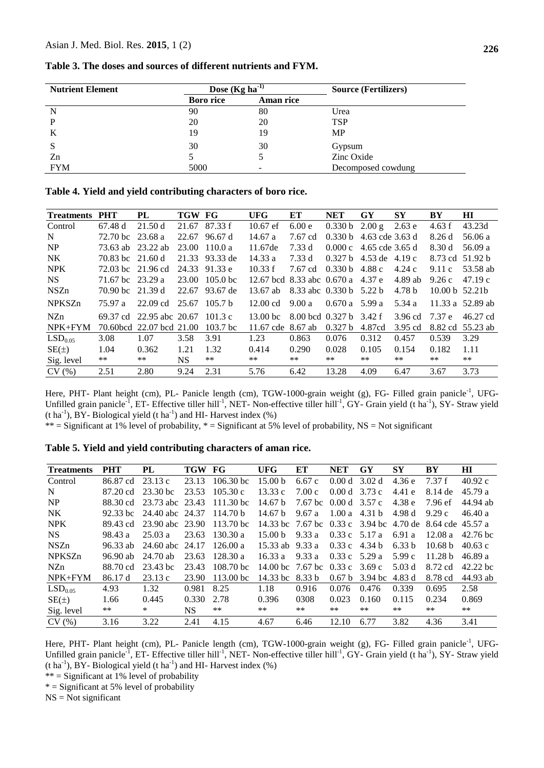**Table 3. The doses and sources of different nutrients and FYM.**

| Nutrient Element | Dose (Kg ha$^{-1}$) | | Source (Fertilizers) |
|---|---|---|---|
| | Boro rice | Aman rice | |
| N | 90 | 80 | Urea |
| P | 20 | 20 | TSP |
| K | 19 | 19 | MP |
| S | 30 | 30 | Gypsum |
| Zn | 5 | 5 | Zinc Oxide |
| FYM | 5000 | - | Decomposed cowdung |

**Table 4. Yield and yield contributing characters of boro rice.**

| Treatments | PHT | PL | TGW | FG | UFG | ET | NET | GY | SY | BY | HI |
|---|---|---|---|---|---|---|---|---|---|---|---|
| Control | 67.48 d | 21.50 d | 21.67 | 87.33 f | 10.67 ef | 6.00 e | 0.330 b | 2.00 g | 2.63 e | 4.63 f | 43.23d |
| N | 72.70 bc | 23.68 a | 22.67 | 96.67 d | 14.67 a | 7.67 cd | 0.330 b | 4.63 cde | 3.63 d | 8.26 d | 56.06 a |
| NP | 73.63 ab | 23.22 ab | 23.00 | 110.0 a | 11.67de | 7.33 d | 0.000 c | 4.65 cde | 3.65 d | 8.30 d | 56.09 a |
| NK | 70.83 bc | 21.60 d | 21.33 | 93.33 de | 14.33 a | 7.33 d | 0.327 b | 4.53 de | 4.19 c | 8.73 cd | 51.92 b |
| NPK | 72.03 bc | 21.96 cd | 24.33 | 91.33 e | 10.33 f | 7.67 cd | 0.330 b | 4.88 c | 4.24 c | 9.11 c | 53.58 ab |
| NS | 71.67 bc | 23.29 a | 23.00 | 105.0 bc | 12.67 bcd | 8.33 abc | 0.670 a | 4.37 e | 4.89 ab | 9.26 c | 47.19 c |
| NSZn | 70.90 bc | 21.39 d | 22.67 | 93.67 de | 13.67 ab | 8.33 abc | 0.330 b | 5.22 b | 4.78 b | 10.00 b | 52.21b |
| NPKSZn | 75.97 a | 22.09 cd | 25.67 | 105.7 b | 12.00 cd | 9.00 a | 0.670 a | 5.99 a | 5.34 a | 11.33 a | 52.89 ab |
| NZn | 69.37 cd | 22.95 abc | 20.67 | 101.3 c | 13.00 bc | 8.00 bcd | 0.327 b | 3.42 f | 3.96 cd | 7.37 e | 46.27 cd |
| NPK+FYM | 70.60bcd | 22.07 bcd | 21.00 | 103.7 bc | 11.67 cde | 8.67 ab | 0.327 b | 4.87cd | 3.95 cd | 8.82 cd | 55.23 ab |
| $LSD_{0.05}$ | 3.08 | 1.07 | 3.58 | 3.91 | 1.23 | 0.863 | 0.076 | 0.312 | 0.457 | 0.539 | 3.29 |
| SE(±) | 1.04 | 0.362 | 1.21 | 1.32 | 0.414 | 0.290 | 0.028 | 0.105 | 0.154 | 0.182 | 1.11 |
| Sig. level | ** | ** | NS | ** | ** | ** | ** | ** | ** | ** | ** |
| CV (%) | 2.51 | 2.80 | 9.24 | 2.31 | 5.76 | 6.42 | 13.28 | 4.09 | 6.47 | 3.67 | 3.73 |

Here, PHT- Plant height (cm), PL- Panicle length (cm), TGW-1000-grain weight (g), FG- Filled grain panicle$^{-1}$, UFG- Unfilled grain panicle$^{-1}$, ET- Effective tiller hill$^{-1}$, NET- Non-effective tiller hill$^{-1}$, GY- Grain yield (t ha$^{-1}$), SY- Straw yield (t ha$^{-1}$), BY- Biological yield (t ha$^{-1}$) and HI- Harvest index (%)

** = Significant at 1% level of probability, * = Significant at 5% level of probability, NS = Not significant

**Table 5. Yield and yield contributing characters of aman rice.**

| Treatments | PHT | PL | TGW | FG | UFG | ET | NET | GY | SY | BY | HI |
|---|---|---|---|---|---|---|---|---|---|---|---|
| Control | 86.87 cd | 23.13 c | 23.13 | 106.30 bc | 15.00 b | 6.67 c | 0.00 d | 3.02 d | 4.36 e | 7.37 f | 40.92 c |
| N | 87.20 cd | 23.30 bc | 23.53 | 105.30 c | 13.33 c | 7.00 c | 0.00 d | 3.73 c | 4.41 e | 8.14 de | 45.79 a |
| NP | 88.30 cd | 23.73 abc | 23.43 | 111.30 bc | 14.67 b | 7.67 bc | 0.00 d | 3.57 c | 4.38 e | 7.96 ef | 44.94 ab |
| NK | 92.33 bc | 24.40 abc | 24.37 | 114.70 b | 14.67 b | 9.67 a | 1.00 a | 4.31 b | 4.98 d | 9.29 c | 46.40 a |
| NPK | 89.43 cd | 23.90 abc | 23.90 | 113.70 bc | 14.33 bc | 7.67 bc | 0.33 c | 3.94 bc | 4.70 de | 8.64 cde | 45.57 a |
| NS | 98.43 a | 25.03 a | 23.63 | 130.30 a | 15.00 b | 9.33 a | 0.33 c | 5.17 a | 6.91 a | 12.08 a | 42.76 bc |
| NSZn | 96.33 ab | 24.60 abc | 24.17 | 126.00 a | 15.33 ab | 9.33 a | 0.33 c | 4.34 b | 6.33 b | 10.68 b | 40.63 c |
| NPKSZn | 96.90 ab | 24.70 ab | 23.63 | 128.30 a | 16.33 a | 9.33 a | 0.33 c | 5.29 a | 5.99 c | 11.28 b | 46.89 a |
| NZn | 88.70 cd | 23.43 bc | 23.43 | 108.70 bc | 14.00 bc | 7.67 bc | 0.33 c | 3.69 c | 5.03 d | 8.72 cd | 42.22 bc |
| NPK+FYM | 86.17 d | 23.13 c | 23.90 | 113.00 bc | 14.33 bc | 8.33 b | 0.67 b | 3.94 bc | 4.83 d | 8.78 cd | 44.93 ab |
| $LSD_{0.05}$ | 4.93 | 1.32 | 0.981 | 8.25 | 1.18 | 0.916 | 0.076 | 0.476 | 0.339 | 0.695 | 2.58 |
| SE(±) | 1.66 | 0.445 | 0.330 | 2.78 | 0.396 | 0308 | 0.023 | 0.160 | 0.115 | 0.234 | 0.869 |
| Sig. level | ** | * | NS | ** | ** | ** | ** | ** | ** | ** | ** |
| CV (%) | 3.16 | 3.22 | 2.41 | 4.15 | 4.67 | 6.46 | 12.10 | 6.77 | 3.82 | 4.36 | 3.41 |

Here, PHT- Plant height (cm), PL- Panicle length (cm), TGW-1000-grain weight (g), FG- Filled grain panicle$^{-1}$, UFG- Unfilled grain panicle$^{-1}$, ET- Effective tiller hill$^{-1}$, NET- Non-effective tiller hill$^{-1}$, GY- Grain yield (t ha$^{-1}$), SY- Straw yield (t ha$^{-1}$), BY- Biological yield (t ha$^{-1}$) and HI- Harvest index (%)

** = Significant at 1% level of probability

* = Significant at 5% level of probability

NS = Not significant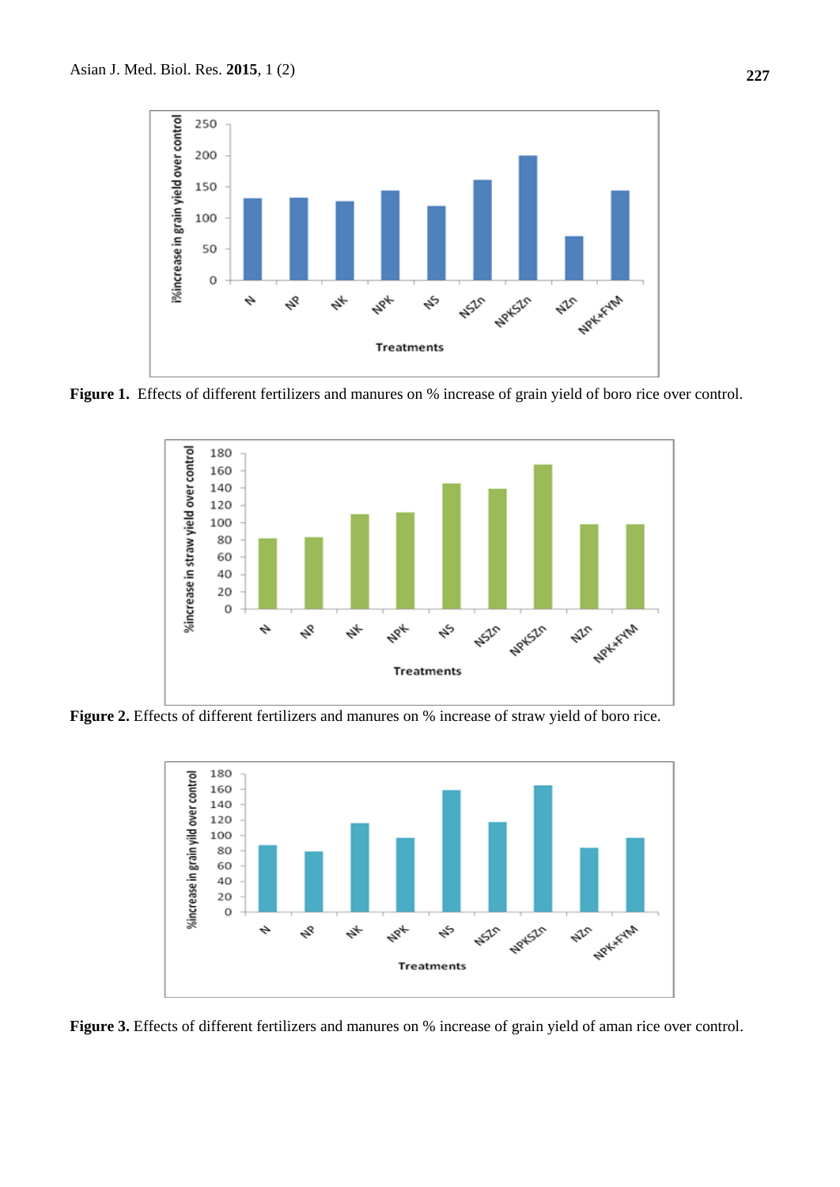Figure 1. Effects of different fertilizers and manures on % increase of grain yield of boro rice over control.

Figure 2. Effects of different fertilizers and manures on % increase of straw yield of boro rice.

Figure 3. Effects of different fertilizers and manures on % increase of grain yield of aman rice over control.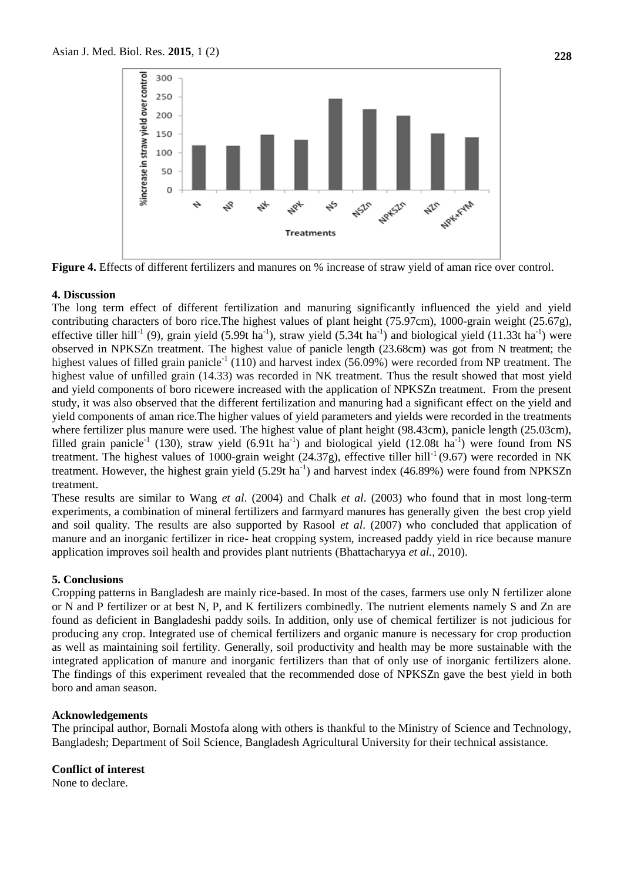**Figure 4.** Effects of different fertilizers and manures on % increase of straw yield of aman rice over control.

## 4. Discussion

The long term effect of different fertilization and manuring significantly influenced the yield and yield contributing characters of boro rice.The highest values of plant height (75.97cm), 1000-grain weight (25.67g), effective tiller hill$^{-1}$ (9), grain yield (5.99t ha$^{-1}$), straw yield (5.34t ha$^{-1}$) and biological yield (11.33t ha$^{-1}$) were observed in NPKSZn treatment. The highest value of panicle length (23.68cm) was got from N treatment; the highest values of filled grain panicle$^{-1}$ (110) and harvest index (56.09%) were recorded from NP treatment. The highest value of unfilled grain (14.33) was recorded in NK treatment. Thus the result showed that most yield and yield components of boro ricewere increased with the application of NPKSZn treatment. From the present study, it was also observed that the different fertilization and manuring had a significant effect on the yield and yield components of aman rice.The higher values of yield parameters and yields were recorded in the treatments where fertilizer plus manure were used. The highest value of plant height (98.43cm), panicle length (25.03cm), filled grain panicle$^{-1}$ (130), straw yield (6.91t ha$^{-1}$) and biological yield (12.08t ha$^{-1}$) were found from NS treatment. The highest values of 1000-grain weight (24.37g), effective tiller hill$^{-1}$ (9.67) were recorded in NK treatment. However, the highest grain yield (5.29t ha$^{-1}$) and harvest index (46.89%) were found from NPKSZn treatment.

These results are similar to Wang *et al*. (2004) and Chalk *et al*. (2003) who found that in most long-term experiments, a combination of mineral fertilizers and farmyard manures has generally given the best crop yield and soil quality. The results are also supported by Rasool *et al*. (2007) who concluded that application of manure and an inorganic fertilizer in rice- heat cropping system, increased paddy yield in rice because manure application improves soil health and provides plant nutrients (Bhattacharyya *et al.*, 2010).

## 5. Conclusions

Cropping patterns in Bangladesh are mainly rice-based. In most of the cases, farmers use only N fertilizer alone or N and P fertilizer or at best N, P, and K fertilizers combinedly. The nutrient elements namely S and Zn are found as deficient in Bangladeshi paddy soils. In addition, only use of chemical fertilizer is not judicious for producing any crop. Integrated use of chemical fertilizers and organic manure is necessary for crop production as well as maintaining soil fertility. Generally, soil productivity and health may be more sustainable with the integrated application of manure and inorganic fertilizers than that of only use of inorganic fertilizers alone. The findings of this experiment revealed that the recommended dose of NPKSZn gave the best yield in both boro and aman season.

## Acknowledgements

The principal author, Bornali Mostofa along with others is thankful to the Ministry of Science and Technology, Bangladesh; Department of Soil Science, Bangladesh Agricultural University for their technical assistance.

## Conflict of interest

None to declare.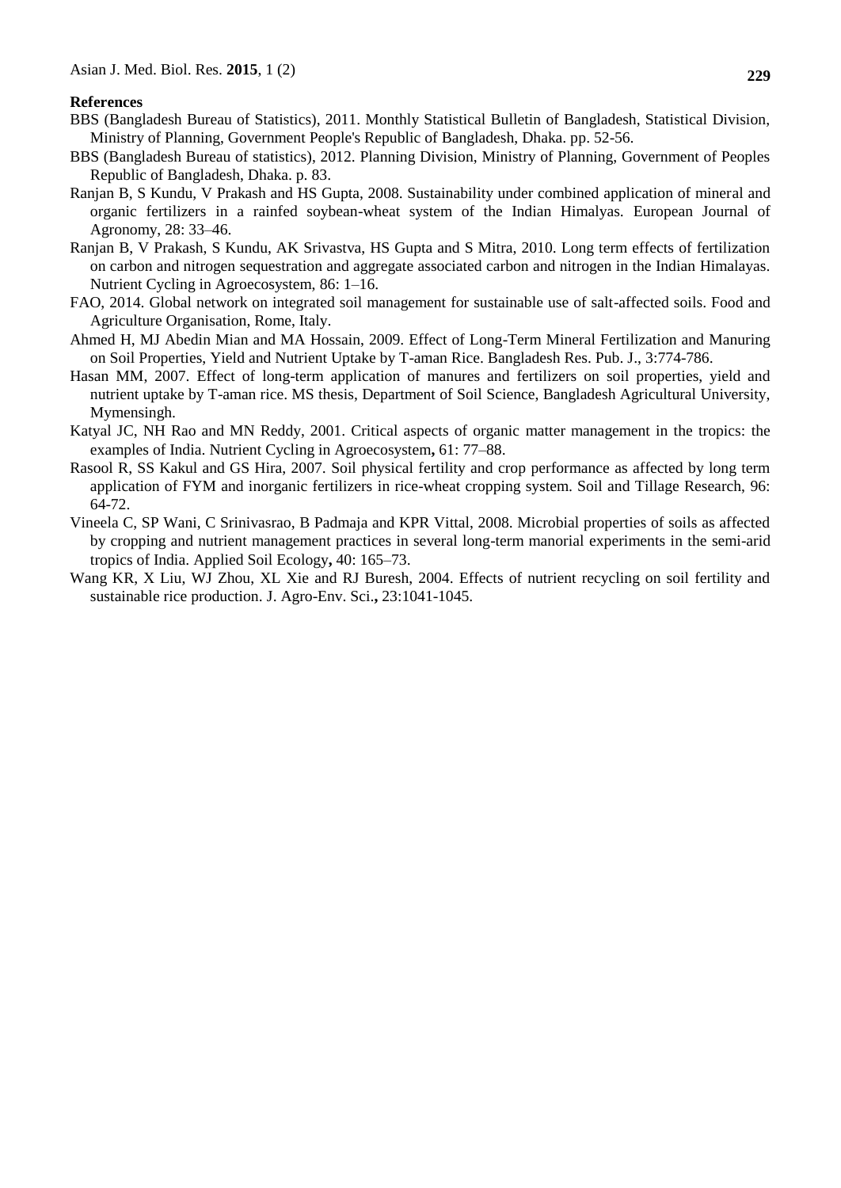**References**

BBS (Bangladesh Bureau of Statistics), 2011. Monthly Statistical Bulletin of Bangladesh, Statistical Division, Ministry of Planning, Government People's Republic of Bangladesh, Dhaka. pp. 52-56.

BBS (Bangladesh Bureau of statistics), 2012. Planning Division, Ministry of Planning, Government of Peoples Republic of Bangladesh, Dhaka. p. 83.

Ranjan B, S Kundu, V Prakash and HS Gupta, 2008. Sustainability under combined application of mineral and organic fertilizers in a rainfed soybean-wheat system of the Indian Himalyas. European Journal of Agronomy, 28: 33–46.

Ranjan B, V Prakash, S Kundu, AK Srivastva, HS Gupta and S Mitra, 2010. Long term effects of fertilization on carbon and nitrogen sequestration and aggregate associated carbon and nitrogen in the Indian Himalayas. Nutrient Cycling in Agroecosystem, 86: 1–16.

FAO, 2014. Global network on integrated soil management for sustainable use of salt-affected soils. Food and Agriculture Organisation, Rome, Italy.

Ahmed H, MJ Abedin Mian and MA Hossain, 2009. Effect of Long-Term Mineral Fertilization and Manuring on Soil Properties, Yield and Nutrient Uptake by T-aman Rice. Bangladesh Res. Pub. J., 3:774-786.

Hasan MM, 2007. Effect of long-term application of manures and fertilizers on soil properties, yield and nutrient uptake by T-aman rice. MS thesis, Department of Soil Science, Bangladesh Agricultural University, Mymensingh.

Katyal JC, NH Rao and MN Reddy, 2001. Critical aspects of organic matter management in the tropics: the examples of India. Nutrient Cycling in Agroecosystem**,** 61: 77–88.

Rasool R, SS Kakul and GS Hira, 2007. Soil physical fertility and crop performance as affected by long term application of FYM and inorganic fertilizers in rice-wheat cropping system. Soil and Tillage Research, 96: 64-72.

Vineela C, SP Wani, C Srinivasrao, B Padmaja and KPR Vittal, 2008. Microbial properties of soils as affected by cropping and nutrient management practices in several long-term manorial experiments in the semi-arid tropics of India. Applied Soil Ecology**,** 40: 165–73.

Wang KR, X Liu, WJ Zhou, XL Xie and RJ Buresh, 2004. Effects of nutrient recycling on soil fertility and sustainable rice production. J. Agro-Env. Sci.**,** 23:1041-1045.